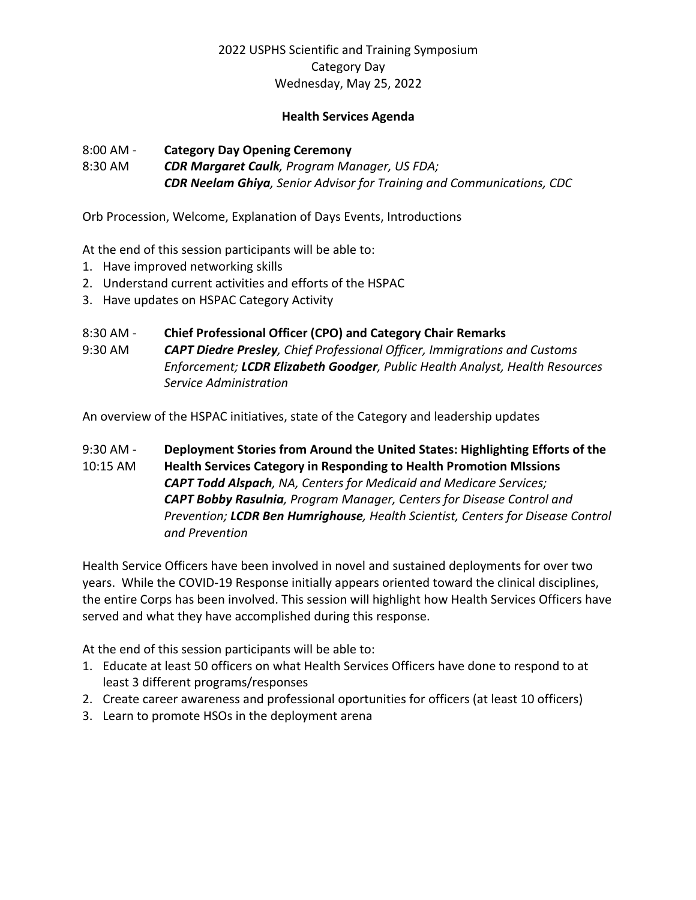2022 USPHS Scientific and Training Symposium
Category Day
Wednesday, May 25, 2022

**Health Services Agenda**

8:00 AM - 8:30 AM **Category Day Opening Ceremony**
***CDR Margaret Caulk****, Program Manager, US FDA;*
***CDR Neelam Ghiya****, Senior Advisor for Training and Communications, CDC*

Orb Procession, Welcome, Explanation of Days Events, Introductions

At the end of this session participants will be able to:

1. Have improved networking skills
2. Understand current activities and efforts of the HSPAC
3. Have updates on HSPAC Category Activity

8:30 AM - 9:30 AM **Chief Professional Officer (CPO) and Category Chair Remarks**
***CAPT Diedre Presley****, Chief Professional Officer, Immigrations and Customs Enforcement;* ***LCDR Elizabeth Goodger****, Public Health Analyst, Health Resources Service Administration*

An overview of the HSPAC initiatives, state of the Category and leadership updates

9:30 AM - 10:15 AM **Deployment Stories from Around the United States: Highlighting Efforts of the Health Services Category in Responding to Health Promotion MIssions**
***CAPT Todd Alspach****, NA, Centers for Medicaid and Medicare Services;*
***CAPT Bobby Rasulnia****, Program Manager, Centers for Disease Control and Prevention;* ***LCDR Ben Humrighouse****, Health Scientist, Centers for Disease Control and Prevention*

Health Service Officers have been involved in novel and sustained deployments for over two years. While the COVID-19 Response initially appears oriented toward the clinical disciplines, the entire Corps has been involved. This session will highlight how Health Services Officers have served and what they have accomplished during this response.

At the end of this session participants will be able to:

1. Educate at least 50 officers on what Health Services Officers have done to respond to at least 3 different programs/responses
2. Create career awareness and professional oportunities for officers (at least 10 officers)
3. Learn to promote HSOs in the deployment arena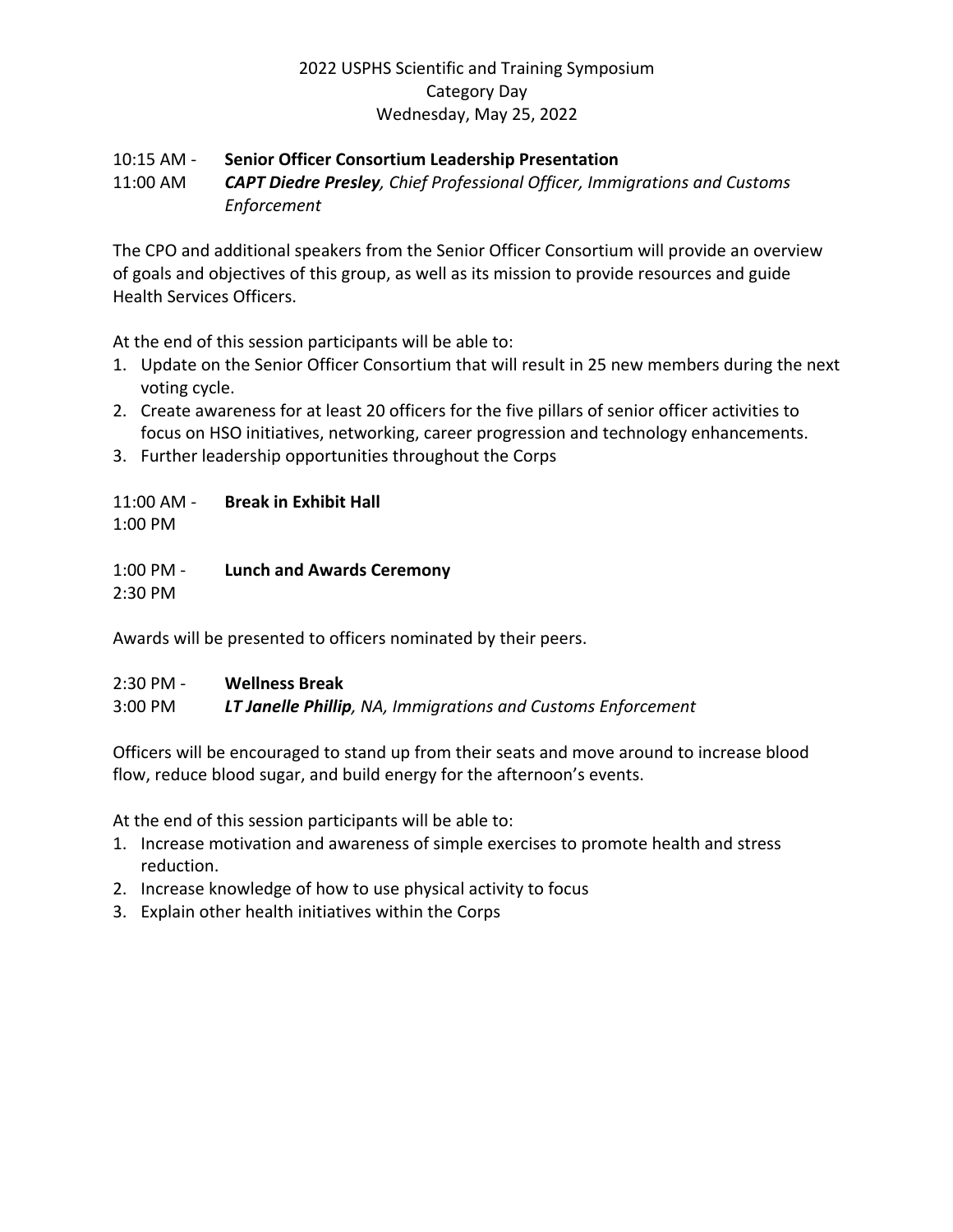2022 USPHS Scientific and Training Symposium
Category Day
Wednesday, May 25, 2022

10:15 AM - 11:00 AM **Senior Officer Consortium Leadership Presentation**
***CAPT Diedre Presley**, Chief Professional Officer, Immigrations and Customs Enforcement*

The CPO and additional speakers from the Senior Officer Consortium will provide an overview of goals and objectives of this group, as well as its mission to provide resources and guide Health Services Officers.

At the end of this session participants will be able to:

1. Update on the Senior Officer Consortium that will result in 25 new members during the next voting cycle.
2. Create awareness for at least 20 officers for the five pillars of senior officer activities to focus on HSO initiatives, networking, career progression and technology enhancements.
3. Further leadership opportunities throughout the Corps

11:00 AM - 1:00 PM **Break in Exhibit Hall**

1:00 PM - 2:30 PM **Lunch and Awards Ceremony**

Awards will be presented to officers nominated by their peers.

2:30 PM - 3:00 PM **Wellness Break**
***LT Janelle Phillip**, NA, Immigrations and Customs Enforcement*

Officers will be encouraged to stand up from their seats and move around to increase blood flow, reduce blood sugar, and build energy for the afternoon's events.

At the end of this session participants will be able to:

1. Increase motivation and awareness of simple exercises to promote health and stress reduction.
2. Increase knowledge of how to use physical activity to focus
3. Explain other health initiatives within the Corps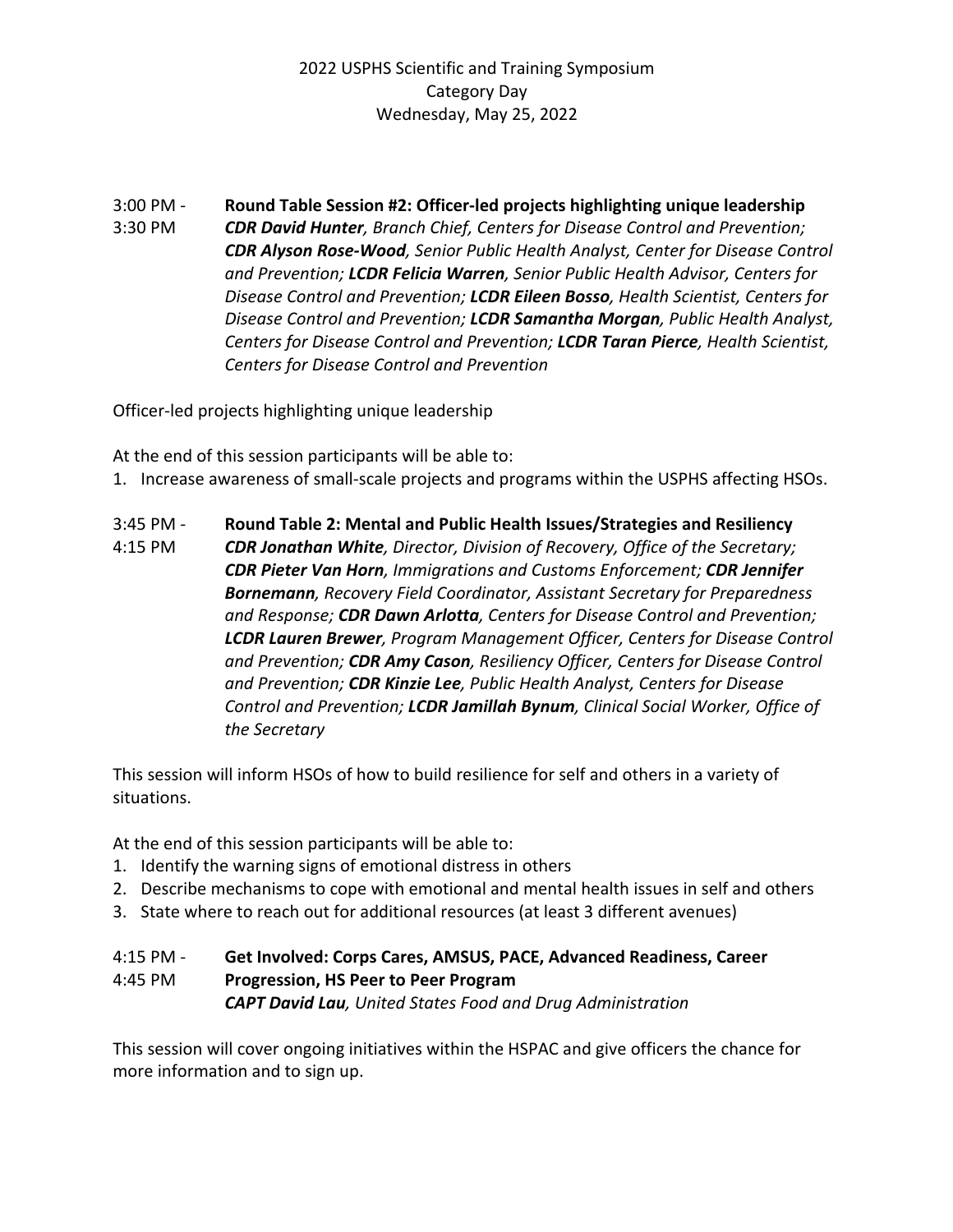2022 USPHS Scientific and Training Symposium
Category Day
Wednesday, May 25, 2022

3:00 PM - 3:30 PM **Round Table Session #2: Officer-led projects highlighting unique leadership**
***CDR David Hunter****, Branch Chief, Centers for Disease Control and Prevention;* ***CDR Alyson Rose-Wood****, Senior Public Health Analyst, Center for Disease Control and Prevention;* ***LCDR Felicia Warren****, Senior Public Health Advisor, Centers for Disease Control and Prevention;* ***LCDR Eileen Bosso****, Health Scientist, Centers for Disease Control and Prevention;* ***LCDR Samantha Morgan****, Public Health Analyst, Centers for Disease Control and Prevention;* ***LCDR Taran Pierce****, Health Scientist, Centers for Disease Control and Prevention*

Officer-led projects highlighting unique leadership

At the end of this session participants will be able to:

1. Increase awareness of small-scale projects and programs within the USPHS affecting HSOs.

3:45 PM - 4:15 PM **Round Table 2: Mental and Public Health Issues/Strategies and Resiliency**
***CDR Jonathan White****, Director, Division of Recovery, Office of the Secretary;* ***CDR Pieter Van Horn****, Immigrations and Customs Enforcement;* ***CDR Jennifer Bornemann****, Recovery Field Coordinator, Assistant Secretary for Preparedness and Response;* ***CDR Dawn Arlotta****, Centers for Disease Control and Prevention;* ***LCDR Lauren Brewer****, Program Management Officer, Centers for Disease Control and Prevention;* ***CDR Amy Cason****, Resiliency Officer, Centers for Disease Control and Prevention;* ***CDR Kinzie Lee****, Public Health Analyst, Centers for Disease Control and Prevention;* ***LCDR Jamillah Bynum****, Clinical Social Worker, Office of the Secretary*

This session will inform HSOs of how to build resilience for self and others in a variety of situations.

At the end of this session participants will be able to:

1. Identify the warning signs of emotional distress in others
2. Describe mechanisms to cope with emotional and mental health issues in self and others
3. State where to reach out for additional resources (at least 3 different avenues)

4:15 PM - 4:45 PM **Get Involved: Corps Cares, AMSUS, PACE, Advanced Readiness, Career Progression, HS Peer to Peer Program**
***CAPT David Lau****, United States Food and Drug Administration*

This session will cover ongoing initiatives within the HSPAC and give officers the chance for more information and to sign up.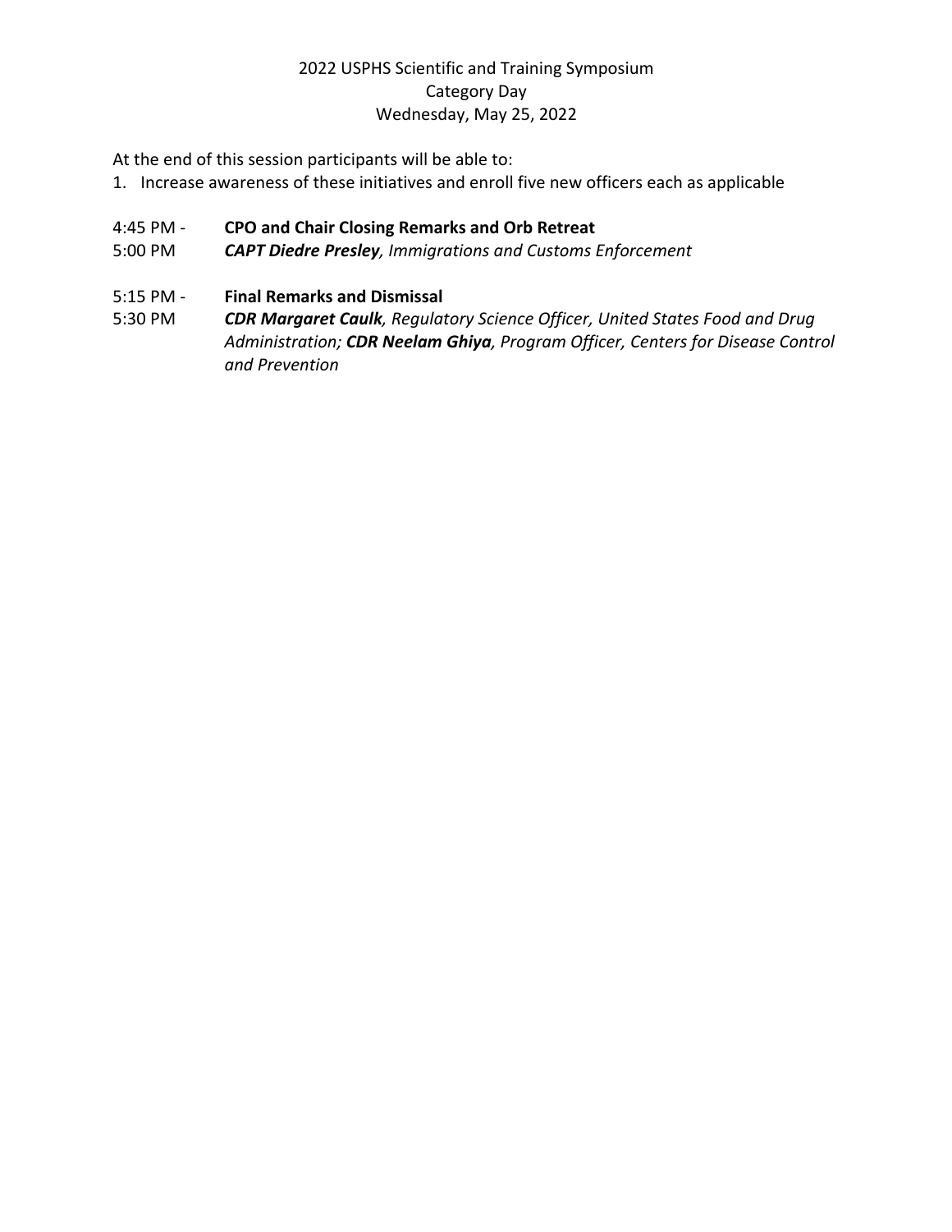2022 USPHS Scientific and Training Symposium
Category Day
Wednesday, May 25, 2022

At the end of this session participants will be able to:

1. Increase awareness of these initiatives and enroll five new officers each as applicable

4:45 PM - 5:00 PM **CPO and Chair Closing Remarks and Orb Retreat**
***CAPT Diedre Presley****, Immigrations and Customs Enforcement*

5:15 PM - 5:30 PM **Final Remarks and Dismissal**
***CDR Margaret Caulk****, Regulatory Science Officer, United States Food and Drug Administration;* ***CDR Neelam Ghiya****, Program Officer, Centers for Disease Control and Prevention*